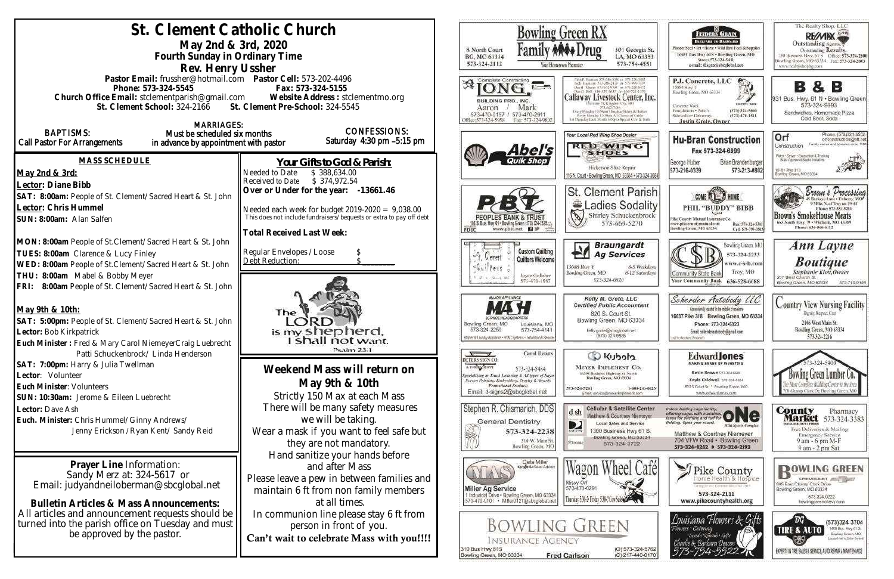# St. Clement Catholic Church

**May 2nd & 3rd, 2020**
**Fourth Sunday in Ordinary Time**
**Rev. Henry Ussher**

**Pastor Email:** frussher@hotmail.com **Pastor Cell:** 573-202-4496
**Phone: 573-324-5545** **Fax: 573-324-5155**
**Church Office Email:** stclementparish@gmail.com **Website Address :** stclementmo.org
**St. Clement School:** 324-2166 **St. Clement Pre-School:** 324-5545

**BAPTISMS:** Call Pastor For Arrangements

**MARRIAGES:** Must be scheduled six months in advance by appointment with pastor

**CONFESSIONS:** Saturday 4:30 pm –5:15 pm

## MASS SCHEDULE

**May 2nd & 3rd:**

**Lector: Diane Bibb**
**SAT: 8:00am:** People of St. Clement/Sacred Heart & St. John
**Lector: Chris Hummel**
**SUN: 8:00am:** Alan Salfen

**MON: 8:00am** People of St.Clement/Sacred Heart & St. John
**TUES: 8:00am** Clarence & Lucy Finley
**WED: 8:00am** People of St.Clement/Sacred Heart & St. John
**THU: 8:00am** Mabel & Bobby Meyer
**FRI: 8:00am** People of St. Clement/Sacred Heart & St. John

**May 9th & 10th:**

**SAT: 5:00pm:** People of St. Clement/Sacred Heart & St. John
**Lector:** Bob Kirkpatrick
**Euch Minister :** Fred & Mary Carol NiemeyerCraig Luebrecht Patti Schuckenbrock/ Linda Henderson
**SAT: 7:00pm:** Harry & Julia Twellman
**Lector**: Volunteer
**Euch Minister**: Volunteers
**SUN: 10:30am:** Jerome & Eileen Luebrecht
**Lector:** Dave Ash
**Euch. Minister:** Chris Hummel/Ginny Andrews/ Jenny Erickson /Ryan Kent/ Sandy Reid

## Your Gifts to God & Parish:

Needed to Date $ 388,634.00
Received to Date $ 374,972.54
**Over or Under for the year: -13661.46**

Needed each week for budget 2019-2020 = 9,038.00
This does not include fundraisers/bequests or extra to pay off debt

**Total Received Last Week:**

Regular Envelopes / Loose $
Debt Reduction: $_______

The LORD is my shepherd, I shall not want.
Psalm 23:1

## Weekend Mass will return on May 9th & 10th

Strictly 150 Max at each Mass
There will be many safety measures we will be taking.
Wear a mask if you want to feel safe but they are not mandatory.
Hand sanitize your hands before and after Mass
Please leave a pew in between families and maintain 6 ft from non family members at all times.
In communion line please stay 6 ft from person in front of you.
**Can't wait to celebrate Mass with you!!!!**

**Prayer Line** Information:
Sandy Merz at: 324-5617 or
Email: judyandneiloberman@sbcglobal.net

**Bulletin Articles & Mass Announcements:**
All articles and announcement requests should be turned into the parish office on Tuesday and must be approved by the pastor.

---

Bowling Green RX Family Drug — Your Hometown Pharmacy — 8 North Court, BG, MO 63334, 573-324-2112 — 301 Georgia St., LA, MO 63353, 573-754-4551

Feeders Grain — Backyard to Barnyard — Pioneer Seed • Pet • Horse • Wild Bird Feed & Supplies — 16491 Bus Hwy 61N • Bowling Green, MO — Store: 573-324-5411 — e-mail: fdsgrn@sbcglobal.net

The Realty Shop, LLC — RE/MAX — Outstanding Agents. Outstanding Results. — 230 Business Hwy. 61 S Office: 573-324-2800 — Bowling Green, MO 63334 Fax: 573-324-2863 — www.realtyshopbg.com

Complete Contracting — Long — Building Pro., Inc. — Aaron / Mark — 573-470-0157 / 573-470-2911 — Office: 573-324-5958 Fax: 573-324-9802

Callaway Livestock Center, Inc.

P.J. Concrete, LLC — 15084 Hwy. J, Bowling Green, MO 63334 — Concrete Work, Foundations • Patio's, Sidewalks • Driveways — (573) 324-5660, (573) 470-1511 — Justin Grote, Owner

B & B — 931 Bus. Hwy. 61 N • Bowling Green — 573-324-9993 — Sandwiches, Homemade Pizza, Cold Beer, Soda

Abel's Quik Shop

Your Local Red Wing Shoe Dealer — Red Wing Shoes — Hickerson Shoe Repair — 116 N. Court • Bowling Green, MO 63334 • 573-324-3688

Hu-Bran Construction — Fax 573-324-6999 — George Huber 573-216-0339 — Brian Brandenburger 573-213-0802

Orf Construction — Phone: (573)324-3552 — orfconstruction@att.net — Family owned and operated since 1964 — Water • Sewer • Excavation & Trucking — State Approved Septic Installers — 15183 Pike 313, Bowling Green, MO 63334

PBT — Peoples Bank & Trust — 116 S. Bus. Hwy 61 • Bowling Green (573) 324-2525 — www.pbtc.net — FDIC

St. Clement Parish Ladies Sodality — Shirley Schuckenbrock 573-669-5270

Come Home — Phil "Buddy" Bibb, Agent — Pike County Mutual Insurance Co. — www.pikecountymutual.com — Bowling Green, MO 63334 — Bus: 573-324-5301, Cell: 573-795-3935

Brown's Processing — Brown's SmokeHouse Meats — 663 South Hwy 79 • Winfield, MO 63389 — Phone: 636-566-6112

St. Clement Quilters — Custom Quilting, Quilters Welcome — Joyce Gollaher 573-470-1997

Braungardt Ag Services — 13688 Hwy Y, Bowling Green, MO — 8-5 Weekdays, 8-12 Saturdays — 573-324-6820

Community State Bank — Bowling Green, MO 573-324-2233 — www.c-s-b.com — Troy, MO 636-528-6688 — Your Community Bank

Ann Layne Boutique — Stephanie Klott, Owner — 211 West Church St., Bowling Green, MO 63334 — 573-719-9108

Major Appliance — MASH — Service Headquarters — Bowling Green, MO 573-324-2259 — Louisiana, MO 573-754-4141

Kelly M. Grote, LLC — Certified Public Accountant — 820 S. Court St. Bowling Green, MO 63334 — kelly.grote@sbcglobal.net — (573) 324-9885

Scherder Autobody LLC — 16637 Pike 318 Bowling Green, MO 63334 — Phone: 573-324-6023 — Email: scherderautobody@gmail.com

Country View Nursing Facility — Dignity, Respect, Care — 2106 West Main St. Bowling Green, MO 63334 — 573-324-2216

Deters Sign Co. — Carol Deters — 573-324-5484 — Email: d-signs2@sbcglobal.net

Kubota — Meyer Implement Co. — 16398 Business Highway 61 North, Bowling Green, MO 63334 — 573-324-5261 — 1-800-246-0623 — Email: service@meyerimplement.com

Edward Jones — Making Sense of Investing — Kevin Brown 573-324-6604 — Kayla Caldwell 573-324-6604 — 822 S Court St • Bowling Green, MO — www.edwardjones.com

Bowling Green Lumber Co. — 573-324-5400 — The Most Complete Building Center in the Area — 700 Champ Clark Dr. Bowling Green, MO

Stephen R. Chismarich, DDS — General Dentistry — 573-324-2238 — 310 W. Main St. Bowling Green, MO

Cellular & Satellite Center — Matthew & Courtney Niemeyer — Local Sales and Service — 1300 Business Hwy 61 S. Bowling Green, MO 63334 — 573-324-3722

ONE — Indoor batting cage facility, offering cages with machines, lanes for pitching and turf for fielding. Open year round. — Matthew & Courtney Niemeyer — 704 VFW Road • Bowling Green — 573-324-8282 • 573-324-2193

County Market Pharmacy — 573-324-3383 — Free Deliveries & Mailing — Emergency Service — 9 am - 6 pm M-F, 9 am - 2 pm Sat

MAS — Miller Ag Service — Clete Miller, Syngenta Seed Advisor — 1 Industrial Drive • Bowling Green, MO 63334 — 573-470-0101 • Miller0121@sbcglobal.net

Wagon Wheel Café — Missy Orf — 573-470-0291

Pike County Home Health & Hospice — 573-324-2111 — www.pikecountyhealth.org

Bowling Green Chevrolet — 865 East Champ Clark Drive, Bowling Green, MO 63334 — 573.324.0222 — bowlinggreenchevy.com

Bowling Green Insurance Agency — 310 Bus Hwy 61S, Bowling Green, MO 63334 — Fred Carlson — (O) 573-324-5762, (C) 217-440-6170

Louisiana Flowers & Gifts — Flowers • Catering • Tuxedo Rentals • Gifts — Charlie & Barbara Deacon — 573-754-5522

BG Tire & Auto — (573)324 3704 — 1400 Bus. Hwy 61 S. Bowling Green, MO — Experts in Tire Sales & Service, Auto Repair & Maintenance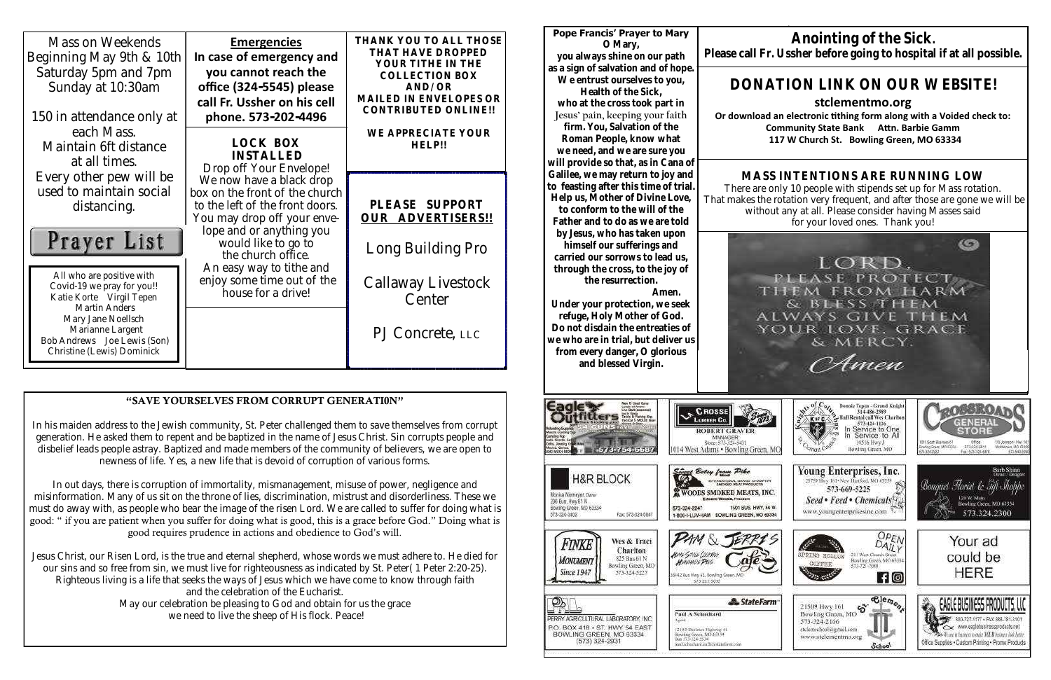Mass on Weekends
Beginning May 9th & 10th
Saturday 5pm and 7pm
Sunday at 10:30am

150 in attendance only at each Mass.
Maintain 6ft distance at all times.
Every other pew will be used to maintain social distancing.

## Prayer List

All who are positive with Covid-19 we pray for you!!
Katie Korte Virgil Tepen
Martin Anders
Mary Jane Noellsch
Marianne Largent
Bob Andrews Joe Lewis (Son)
Christine (Lewis) Dominick

## Emergencies

**In case of emergency and you cannot reach the office (324-5545) please call Fr. Ussher on his cell phone. 573-202-4496**

**LOCK BOX INSTALLED**

Drop off Your Envelope!
We now have a black drop box on the front of the church to the left of the front doors. You may drop off your envelope and or anything you would like to go to the church office.
An easy way to tithe and enjoy some time out of the house for a drive!

**THANK YOU TO ALL THOSE THAT HAVE DROPPED YOUR TITHE IN THE COLLECTION BOX AND/OR MAILED IN ENVELOPES OR CONTRIBUTED ONLINE!!**

**WE APPRECIATE YOUR HELP!!**

**PLEASE SUPPORT OUR ADVERTISERS!!**

Long Building Pro

Callaway Livestock Center

PJ Concrete, LLC

## "SAVE YOURSELVES FROM CORRUPT GENERATI0N"

In his maiden address to the Jewish community, St. Peter challenged them to save themselves from corrupt generation. He asked them to repent and be baptized in the name of Jesus Christ. Sin corrupts people and disbelief leads people astray. Baptized and made members of the community of believers, we are open to newness of life. Yes, a new life that is devoid of corruption of various forms.

In out days, there is corruption of immortality, mismanagement, misuse of power, negligence and misinformation. Many of us sit on the throne of lies, discrimination, mistrust and disorderliness. These we must do away with, as people who bear the image of the risen Lord. We are called to suffer for doing what is good: " if you are patient when you suffer for doing what is good, this is a grace before God." Doing what is good requires prudence in actions and obedience to God's will.

Jesus Christ, our Risen Lord, is the true and eternal shepherd, whose words we must adhere to. He died for our sins and so free from sin, we must live for righteousness as indicated by St. Peter( 1 Peter 2:20-25). Righteous living is a life that seeks the ways of Jesus which we have come to know through faith and the celebration of the Eucharist.
May our celebration be pleasing to God and obtain for us the grace we need to live the sheep of His flock. Peace!

**Pope Francis' Prayer to Mary**

**O Mary,
you always shine on our path as a sign of salvation and of hope. We entrust ourselves to you, Health of the Sick, who at the cross took part in Jesus' pain, keeping your faith firm. You, Salvation of the Roman People, know what we need, and we are sure you will provide so that, as in Cana of Galilee, we may return to joy and to feasting after this time of trial. Help us, Mother of Divine Love, to conform to the will of the Father and to do as we are told by Jesus, who has taken upon himself our sufferings and carried our sorrows to lead us, through the cross, to the joy of the resurrection.
Amen.
Under your protection, we seek refuge, Holy Mother of God. Do not disdain the entreaties of we who are in trial, but deliver us from every danger, O glorious and blessed Virgin.**

## Anointing of the Sick.

**Please call Fr. Ussher before going to hospital if at all possible.**

## DONATION LINK ON OUR WEBSITE!

**stclementmo.org**

**Or download an electronic tithing form along with a Voided check to: Community State Bank Attn. Barbie Gamm 117 W Church St. Bowling Green, MO 63334**

## MASS INTENTIONS ARE RUNNING LOW

There are only 10 people with stipends set up for Mass rotation. That makes the rotation very frequent, and after those are gone we will be without any at all. Please consider having Masses said for your loved ones. Thank you!

LORD,
PLEASE PROTECT
THEM FROM HARM
& BLESS THEM
ALWAYS GIVE THEM
YOUR LOVE, GRACE
& MERCY.
Amen

Eagle Outfitters — 573-754-6687

Crosse Lumber Co. — Robert Graver, Manager — Store: 573-324-5431 — 1014 West Adams • Bowling Green, MO

Knights of Columbus — Donnie Tepen - Grand Knight 314-486-2989 — Hall Rental call Wes Charlton 573-324-1126 — In Service to One, In Service to All — 14536 Hwy J, Bowling Green, MO

Crossroads General Store

H&R Block — Monica Niemeyer, Owner — 206 Bus. Hwy 61 N, Bowling Green, MO 63334 — 573-324-3402 — Fax: 573-324-5047

Sweet Betsy from Pike — Woods Smoked Meats, Inc. — 573-324-2247 — 1501 BUS. HWY. 54 W. — 1-800-I-LUV-HAM BOWLING GREEN, MO 63334

Young Enterprises, Inc. — 573-669-5225 — Seed • Feed • Chemicals — www.youngenterprisesinc.com

Bouquet Florist & Gift Shoppe — Barb Shinn, Owner / Designer — 120 W. Main, Bowling Green, MO 63334 — 573.324.2300

Finke Monument Since 1947 — Wes & Traci Charlton — 825 Bus 61 N, Bowling Green, MO — 573-324-5227

Pam & Jerry's Cafe — Home Style Cooking, Homemade Pies — 16142 Bus Hwy 61, Bowling Green, MO

Spring Hollow Coffee — Open Daily — 211 West Church Street, Bowling Green, MO 63334

Your ad could be HERE

Perry Agricultural Laboratory, Inc. — P.O. Box 418 • St. Hwy 54 East — Bowling Green, MO 63334 — (573) 324-2931

State Farm — Paul A Schuchard, Agent

St. Clement School — 21509 Hwy 161, Bowling Green, MO — 573-324-2166 — stclementschool@gmail.com — www.stclementmo.org

Eagle Business Products, LLC — Office Supplies • Custom Printing • Promo Products